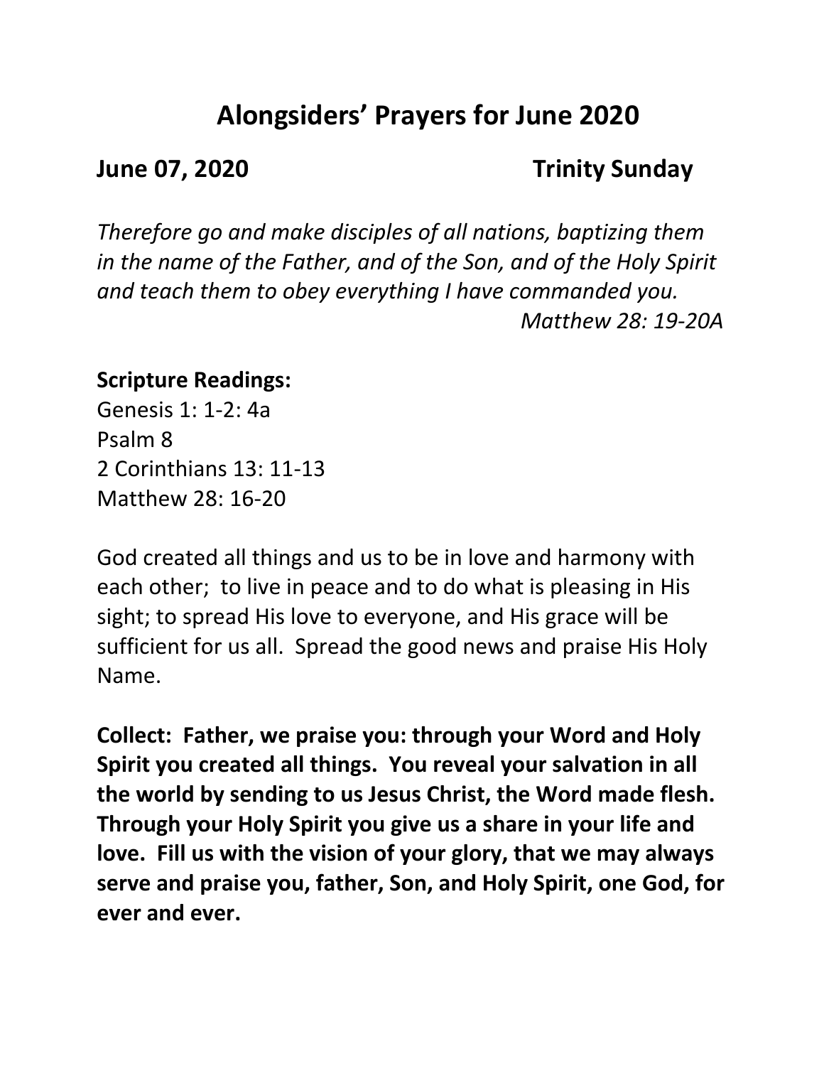# Alongsiders' Prayers for June 2020

## June 07, 2020 Trinity Sunday

*Therefore go and make disciples of all nations, baptizing them in the name of the Father, and of the Son, and of the Holy Spirit and teach them to obey everything I have commanded you.*
*Matthew 28: 19-20A*

**Scripture Readings:**
Genesis 1: 1-2: 4a
Psalm 8
2 Corinthians 13: 11-13
Matthew 28: 16-20

God created all things and us to be in love and harmony with each other; to live in peace and to do what is pleasing in His sight; to spread His love to everyone, and His grace will be sufficient for us all. Spread the good news and praise His Holy Name.

**Collect: Father, we praise you: through your Word and Holy Spirit you created all things. You reveal your salvation in all the world by sending to us Jesus Christ, the Word made flesh. Through your Holy Spirit you give us a share in your life and love. Fill us with the vision of your glory, that we may always serve and praise you, father, Son, and Holy Spirit, one God, for ever and ever.**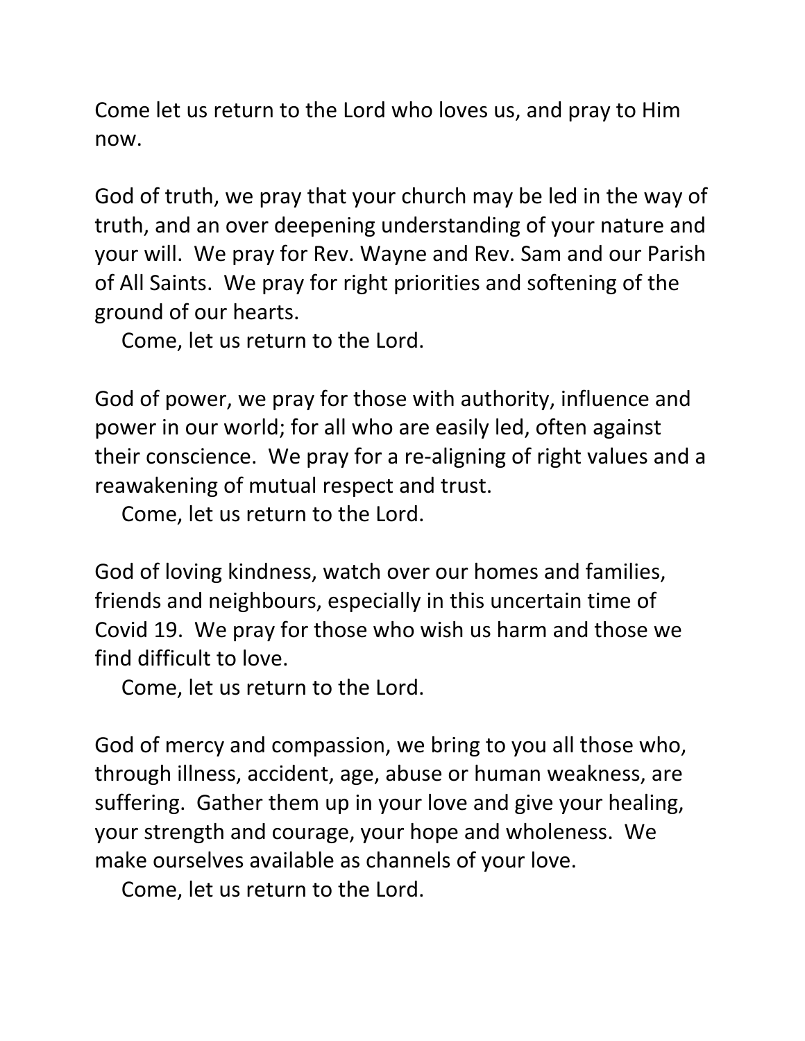Come let us return to the Lord who loves us, and pray to Him now.

God of truth, we pray that your church may be led in the way of truth, and an over deepening understanding of your nature and your will. We pray for Rev. Wayne and Rev. Sam and our Parish of All Saints. We pray for right priorities and softening of the ground of our hearts.

Come, let us return to the Lord.

God of power, we pray for those with authority, influence and power in our world; for all who are easily led, often against their conscience. We pray for a re-aligning of right values and a reawakening of mutual respect and trust.

Come, let us return to the Lord.

God of loving kindness, watch over our homes and families, friends and neighbours, especially in this uncertain time of Covid 19. We pray for those who wish us harm and those we find difficult to love.

Come, let us return to the Lord.

God of mercy and compassion, we bring to you all those who, through illness, accident, age, abuse or human weakness, are suffering. Gather them up in your love and give your healing, your strength and courage, your hope and wholeness. We make ourselves available as channels of your love.

Come, let us return to the Lord.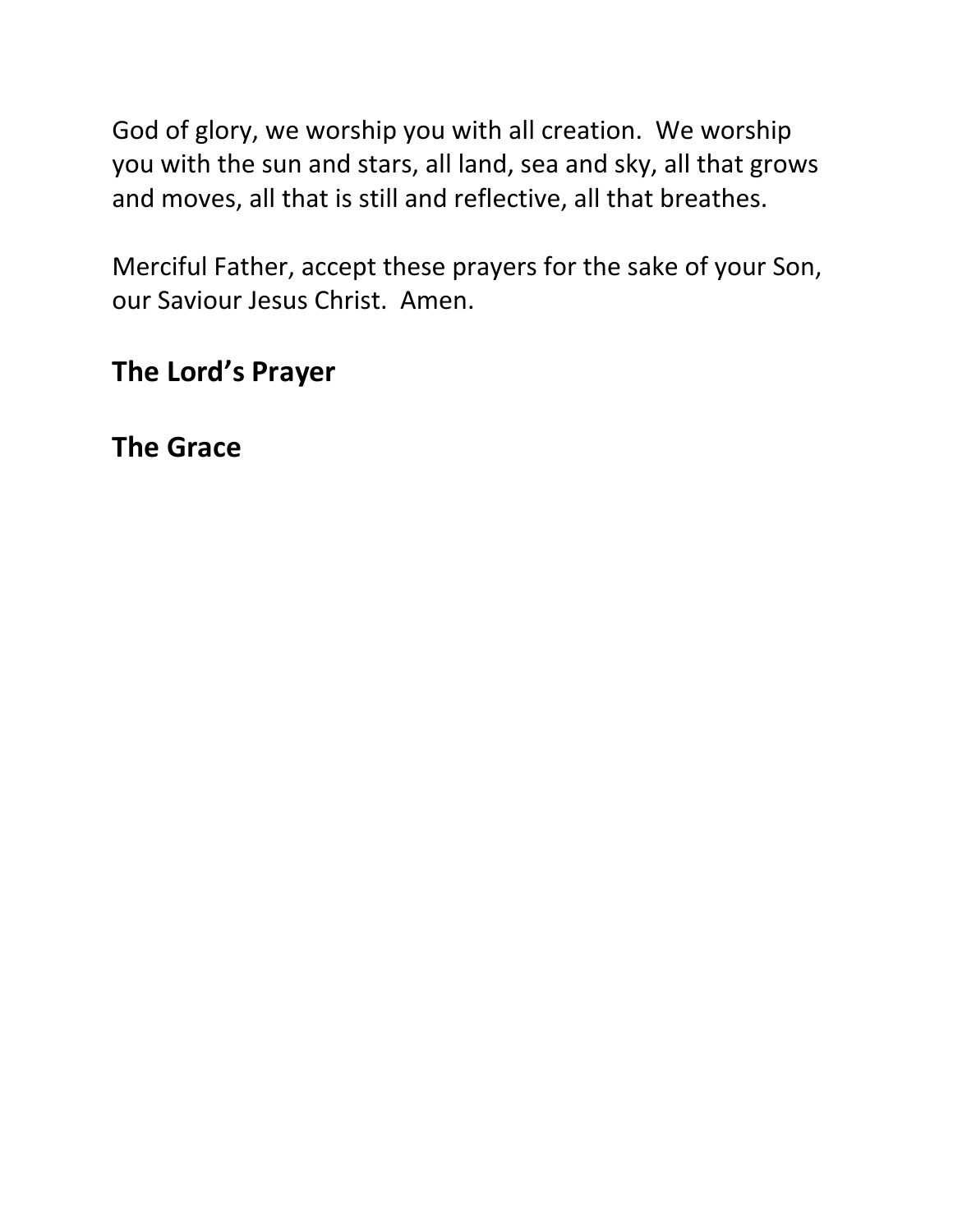God of glory, we worship you with all creation. We worship you with the sun and stars, all land, sea and sky, all that grows and moves, all that is still and reflective, all that breathes.

Merciful Father, accept these prayers for the sake of your Son, our Saviour Jesus Christ. Amen.

## The Lord's Prayer

## The Grace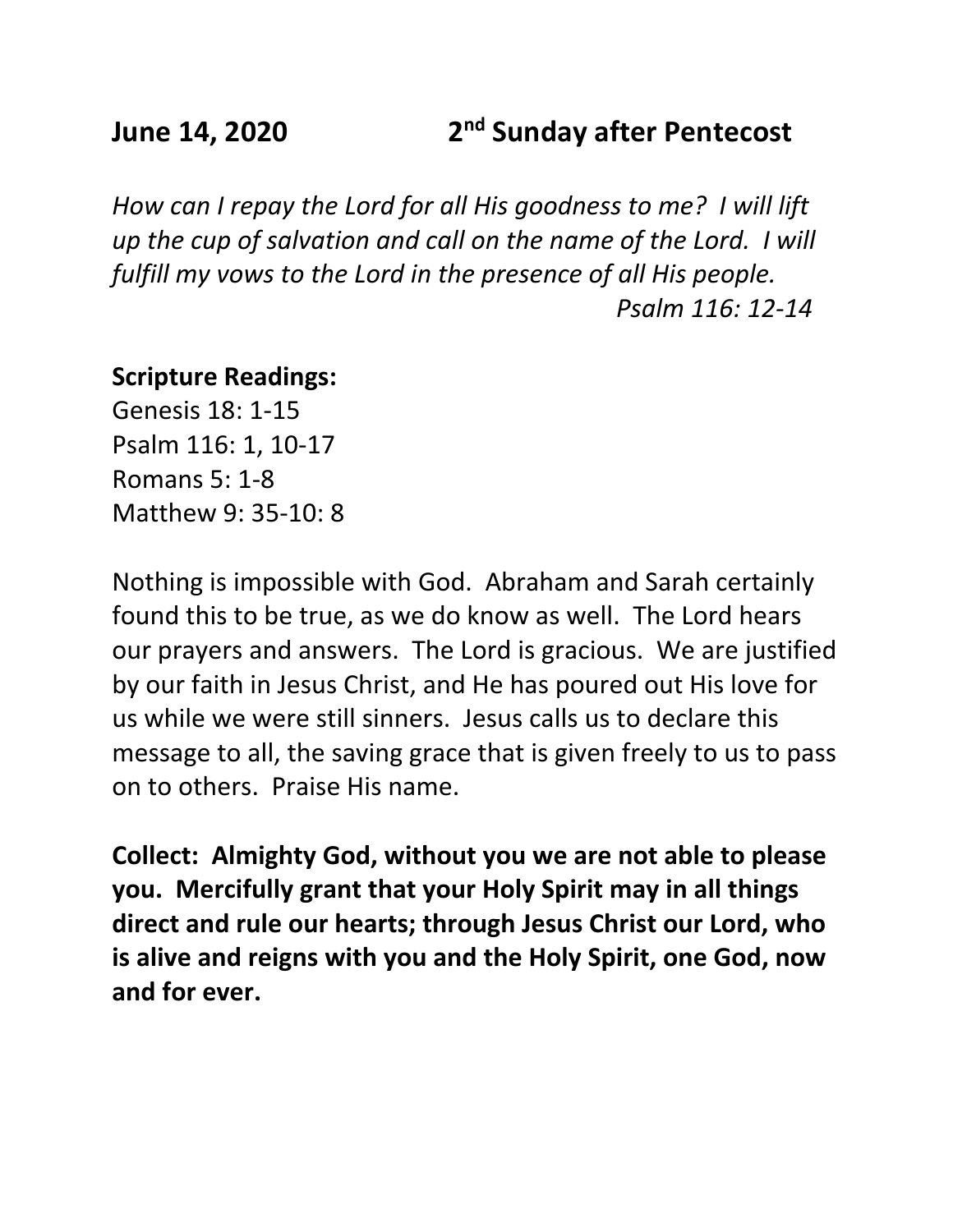**June 14, 2020 2nd Sunday after Pentecost**

*How can I repay the Lord for all His goodness to me? I will lift up the cup of salvation and call on the name of the Lord. I will fulfill my vows to the Lord in the presence of all His people.*
*Psalm 116: 12-14*

**Scripture Readings:**
Genesis 18: 1-15
Psalm 116: 1, 10-17
Romans 5: 1-8
Matthew 9: 35-10: 8

Nothing is impossible with God. Abraham and Sarah certainly found this to be true, as we do know as well. The Lord hears our prayers and answers. The Lord is gracious. We are justified by our faith in Jesus Christ, and He has poured out His love for us while we were still sinners. Jesus calls us to declare this message to all, the saving grace that is given freely to us to pass on to others. Praise His name.

**Collect: Almighty God, without you we are not able to please you. Mercifully grant that your Holy Spirit may in all things direct and rule our hearts; through Jesus Christ our Lord, who is alive and reigns with you and the Holy Spirit, one God, now and for ever.**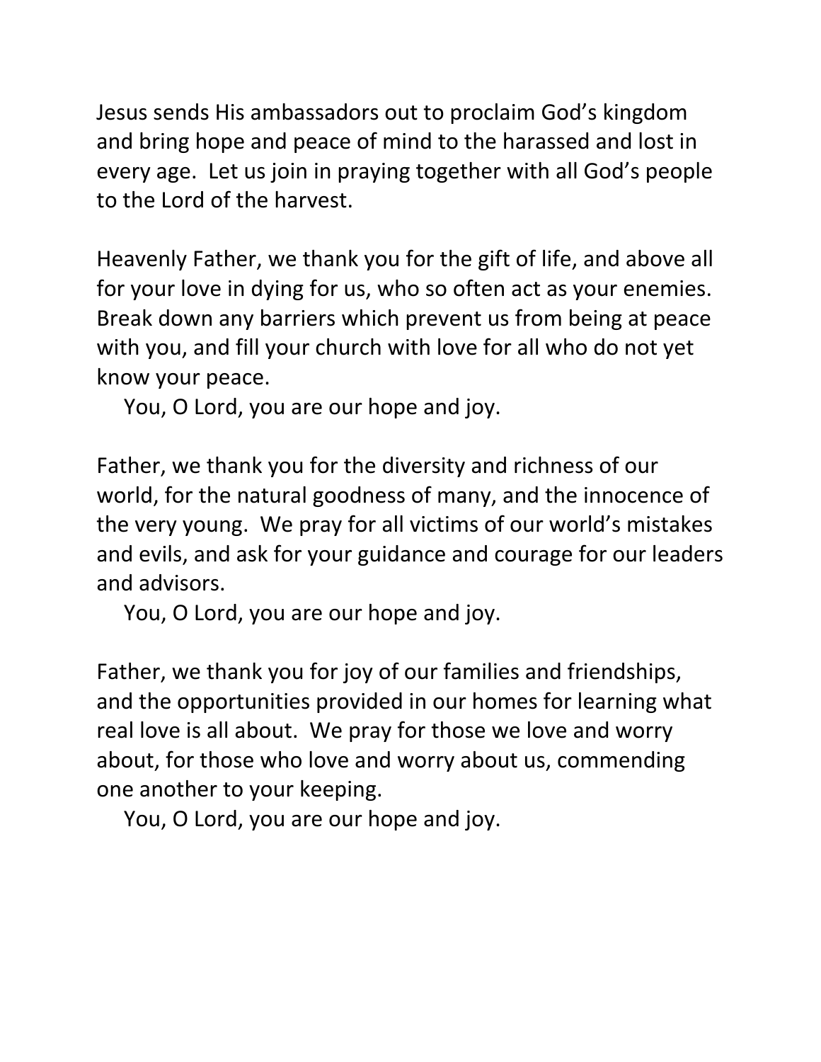Jesus sends His ambassadors out to proclaim God's kingdom and bring hope and peace of mind to the harassed and lost in every age. Let us join in praying together with all God's people to the Lord of the harvest.

Heavenly Father, we thank you for the gift of life, and above all for your love in dying for us, who so often act as your enemies. Break down any barriers which prevent us from being at peace with you, and fill your church with love for all who do not yet know your peace.

You, O Lord, you are our hope and joy.

Father, we thank you for the diversity and richness of our world, for the natural goodness of many, and the innocence of the very young. We pray for all victims of our world's mistakes and evils, and ask for your guidance and courage for our leaders and advisors.

You, O Lord, you are our hope and joy.

Father, we thank you for joy of our families and friendships, and the opportunities provided in our homes for learning what real love is all about. We pray for those we love and worry about, for those who love and worry about us, commending one another to your keeping.

You, O Lord, you are our hope and joy.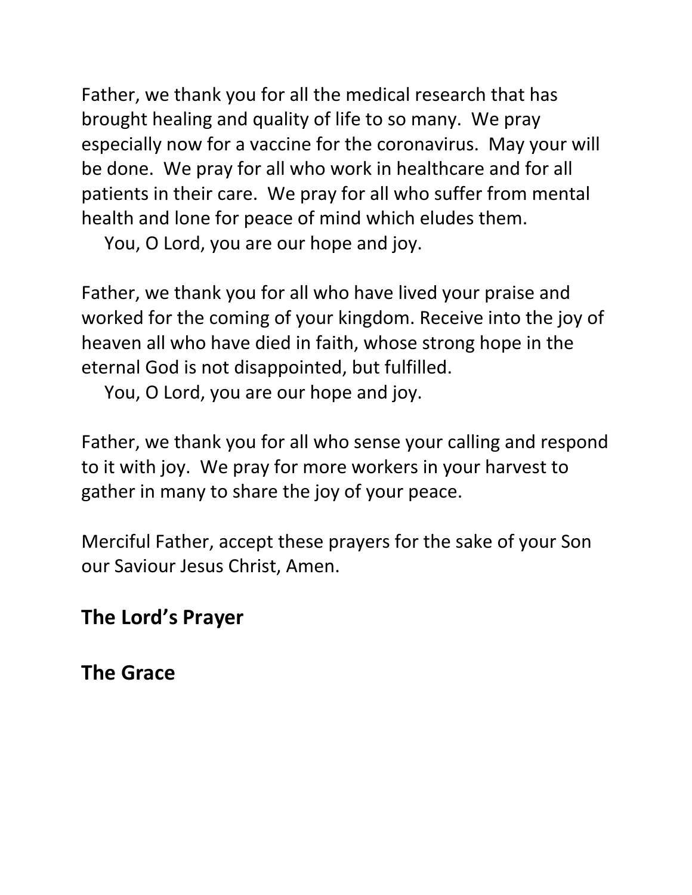Father, we thank you for all the medical research that has brought healing and quality of life to so many. We pray especially now for a vaccine for the coronavirus. May your will be done. We pray for all who work in healthcare and for all patients in their care. We pray for all who suffer from mental health and lone for peace of mind which eludes them.

You, O Lord, you are our hope and joy.

Father, we thank you for all who have lived your praise and worked for the coming of your kingdom. Receive into the joy of heaven all who have died in faith, whose strong hope in the eternal God is not disappointed, but fulfilled.

You, O Lord, you are our hope and joy.

Father, we thank you for all who sense your calling and respond to it with joy. We pray for more workers in your harvest to gather in many to share the joy of your peace.

Merciful Father, accept these prayers for the sake of your Son our Saviour Jesus Christ, Amen.

## The Lord's Prayer

## The Grace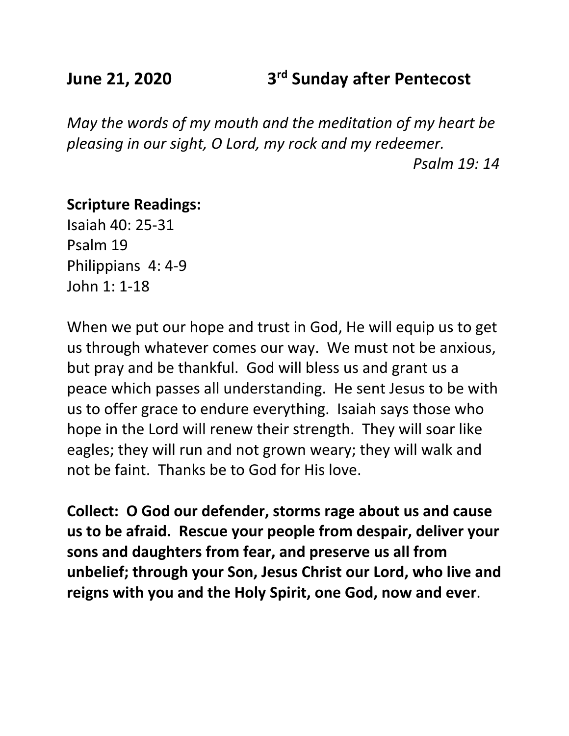**June 21, 2020 3rd Sunday after Pentecost**

*May the words of my mouth and the meditation of my heart be pleasing in our sight, O Lord, my rock and my redeemer.*
*Psalm 19: 14*

**Scripture Readings:**
Isaiah 40: 25-31
Psalm 19
Philippians 4: 4-9
John 1: 1-18

When we put our hope and trust in God, He will equip us to get us through whatever comes our way. We must not be anxious, but pray and be thankful. God will bless us and grant us a peace which passes all understanding. He sent Jesus to be with us to offer grace to endure everything. Isaiah says those who hope in the Lord will renew their strength. They will soar like eagles; they will run and not grown weary; they will walk and not be faint. Thanks be to God for His love.

**Collect: O God our defender, storms rage about us and cause us to be afraid. Rescue your people from despair, deliver your sons and daughters from fear, and preserve us all from unbelief; through your Son, Jesus Christ our Lord, who live and reigns with you and the Holy Spirit, one God, now and ever**.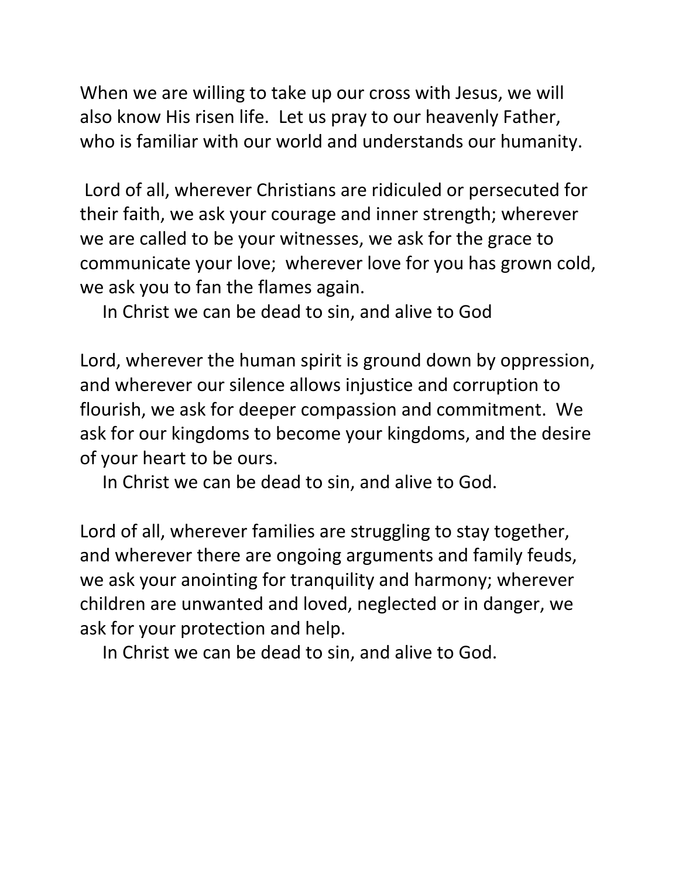When we are willing to take up our cross with Jesus, we will also know His risen life.  Let us pray to our heavenly Father, who is familiar with our world and understands our humanity.

Lord of all, wherever Christians are ridiculed or persecuted for their faith, we ask your courage and inner strength; wherever we are called to be your witnesses, we ask for the grace to communicate your love;  wherever love for you has grown cold, we ask you to fan the flames again.

In Christ we can be dead to sin, and alive to God

Lord, wherever the human spirit is ground down by oppression, and wherever our silence allows injustice and corruption to flourish, we ask for deeper compassion and commitment.  We ask for our kingdoms to become your kingdoms, and the desire of your heart to be ours.

In Christ we can be dead to sin, and alive to God.

Lord of all, wherever families are struggling to stay together, and wherever there are ongoing arguments and family feuds, we ask your anointing for tranquility and harmony; wherever children are unwanted and loved, neglected or in danger, we ask for your protection and help.

In Christ we can be dead to sin, and alive to God.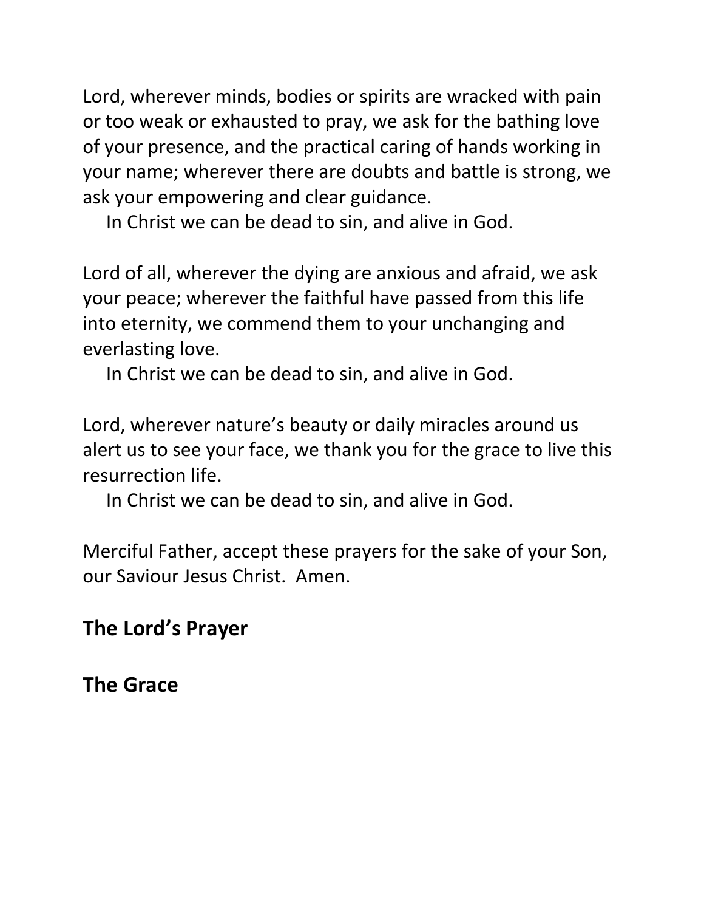Lord, wherever minds, bodies or spirits are wracked with pain or too weak or exhausted to pray, we ask for the bathing love of your presence, and the practical caring of hands working in your name; wherever there are doubts and battle is strong, we ask your empowering and clear guidance.

In Christ we can be dead to sin, and alive in God.

Lord of all, wherever the dying are anxious and afraid, we ask your peace; wherever the faithful have passed from this life into eternity, we commend them to your unchanging and everlasting love.

In Christ we can be dead to sin, and alive in God.

Lord, wherever nature's beauty or daily miracles around us alert us to see your face, we thank you for the grace to live this resurrection life.

In Christ we can be dead to sin, and alive in God.

Merciful Father, accept these prayers for the sake of your Son, our Saviour Jesus Christ. Amen.

## The Lord's Prayer

## The Grace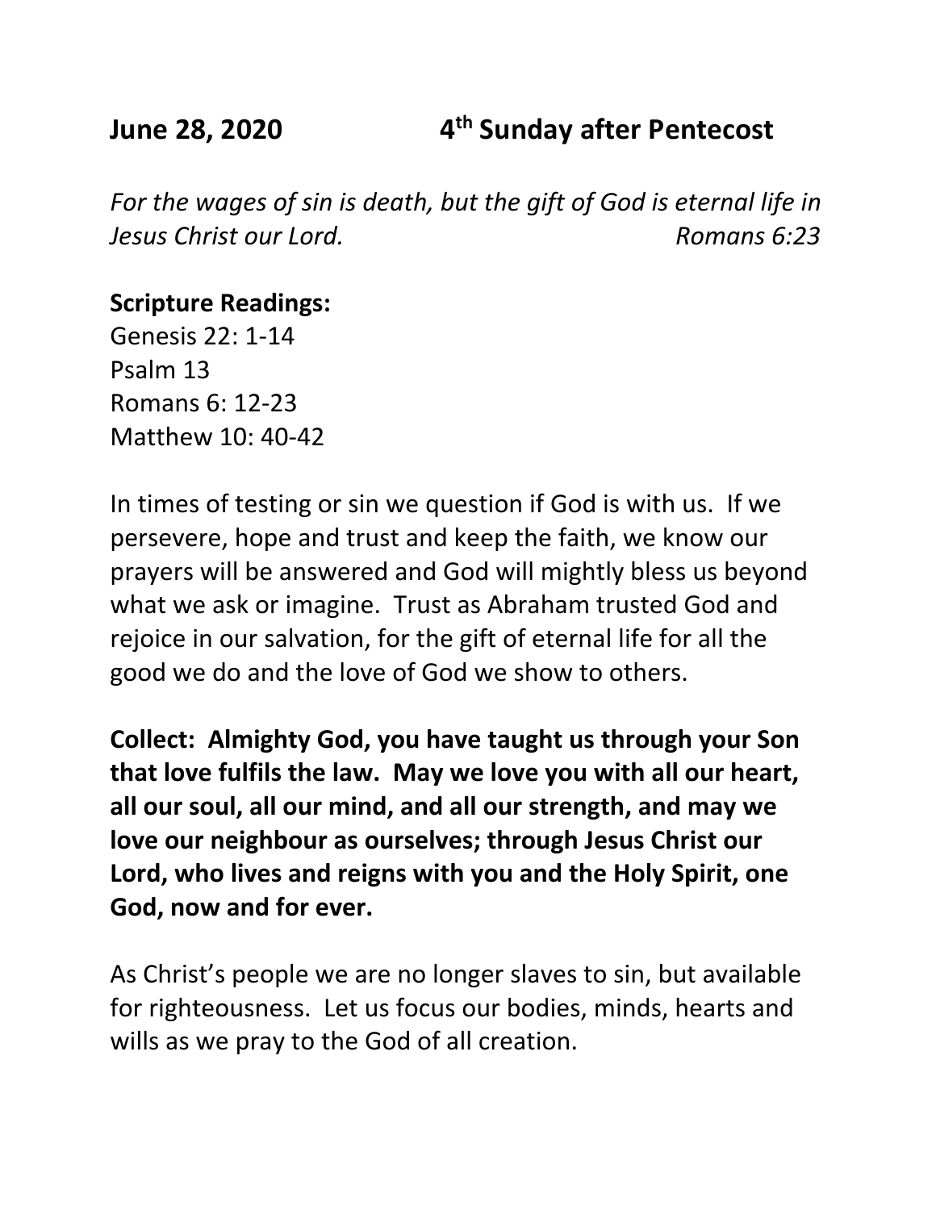**June 28, 2020 4th Sunday after Pentecost**

*For the wages of sin is death, but the gift of God is eternal life in Jesus Christ our Lord. Romans 6:23*

**Scripture Readings:**
Genesis 22: 1-14
Psalm 13
Romans 6: 12-23
Matthew 10: 40-42

In times of testing or sin we question if God is with us. If we persevere, hope and trust and keep the faith, we know our prayers will be answered and God will mightly bless us beyond what we ask or imagine. Trust as Abraham trusted God and rejoice in our salvation, for the gift of eternal life for all the good we do and the love of God we show to others.

**Collect: Almighty God, you have taught us through your Son that love fulfils the law. May we love you with all our heart, all our soul, all our mind, and all our strength, and may we love our neighbour as ourselves; through Jesus Christ our Lord, who lives and reigns with you and the Holy Spirit, one God, now and for ever.**

As Christ's people we are no longer slaves to sin, but available for righteousness. Let us focus our bodies, minds, hearts and wills as we pray to the God of all creation.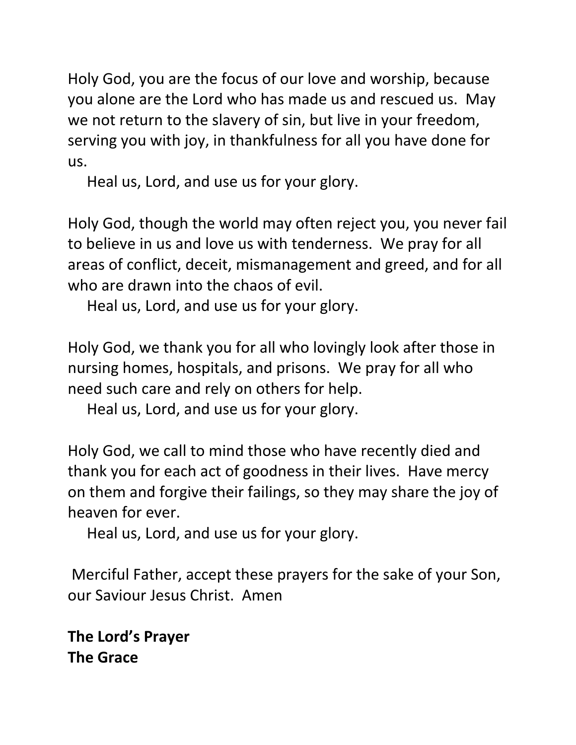Holy God, you are the focus of our love and worship, because you alone are the Lord who has made us and rescued us. May we not return to the slavery of sin, but live in your freedom, serving you with joy, in thankfulness for all you have done for us.

Heal us, Lord, and use us for your glory.

Holy God, though the world may often reject you, you never fail to believe in us and love us with tenderness. We pray for all areas of conflict, deceit, mismanagement and greed, and for all who are drawn into the chaos of evil.

Heal us, Lord, and use us for your glory.

Holy God, we thank you for all who lovingly look after those in nursing homes, hospitals, and prisons. We pray for all who need such care and rely on others for help.

Heal us, Lord, and use us for your glory.

Holy God, we call to mind those who have recently died and thank you for each act of goodness in their lives. Have mercy on them and forgive their failings, so they may share the joy of heaven for ever.

Heal us, Lord, and use us for your glory.

Merciful Father, accept these prayers for the sake of your Son, our Saviour Jesus Christ. Amen

**The Lord's Prayer**
**The Grace**